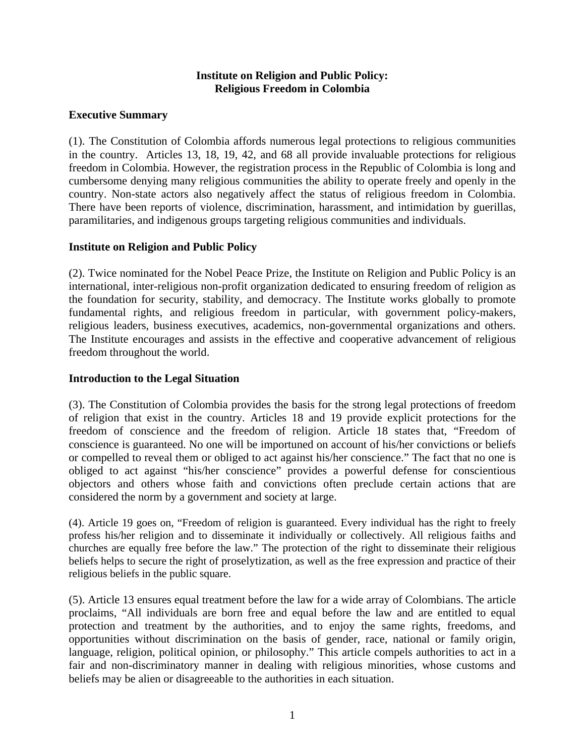**Institute on Religion and Public Policy:**
**Religious Freedom in Colombia**

## Executive Summary

(1). The Constitution of Colombia affords numerous legal protections to religious communities in the country. Articles 13, 18, 19, 42, and 68 all provide invaluable protections for religious freedom in Colombia. However, the registration process in the Republic of Colombia is long and cumbersome denying many religious communities the ability to operate freely and openly in the country. Non-state actors also negatively affect the status of religious freedom in Colombia. There have been reports of violence, discrimination, harassment, and intimidation by guerillas, paramilitaries, and indigenous groups targeting religious communities and individuals.

## Institute on Religion and Public Policy

(2). Twice nominated for the Nobel Peace Prize, the Institute on Religion and Public Policy is an international, inter-religious non-profit organization dedicated to ensuring freedom of religion as the foundation for security, stability, and democracy. The Institute works globally to promote fundamental rights, and religious freedom in particular, with government policy-makers, religious leaders, business executives, academics, non-governmental organizations and others. The Institute encourages and assists in the effective and cooperative advancement of religious freedom throughout the world.

## Introduction to the Legal Situation

(3). The Constitution of Colombia provides the basis for the strong legal protections of freedom of religion that exist in the country. Articles 18 and 19 provide explicit protections for the freedom of conscience and the freedom of religion. Article 18 states that, "Freedom of conscience is guaranteed. No one will be importuned on account of his/her convictions or beliefs or compelled to reveal them or obliged to act against his/her conscience." The fact that no one is obliged to act against "his/her conscience" provides a powerful defense for conscientious objectors and others whose faith and convictions often preclude certain actions that are considered the norm by a government and society at large.

(4). Article 19 goes on, "Freedom of religion is guaranteed. Every individual has the right to freely profess his/her religion and to disseminate it individually or collectively. All religious faiths and churches are equally free before the law." The protection of the right to disseminate their religious beliefs helps to secure the right of proselytization, as well as the free expression and practice of their religious beliefs in the public square.

(5). Article 13 ensures equal treatment before the law for a wide array of Colombians. The article proclaims, "All individuals are born free and equal before the law and are entitled to equal protection and treatment by the authorities, and to enjoy the same rights, freedoms, and opportunities without discrimination on the basis of gender, race, national or family origin, language, religion, political opinion, or philosophy." This article compels authorities to act in a fair and non-discriminatory manner in dealing with religious minorities, whose customs and beliefs may be alien or disagreeable to the authorities in each situation.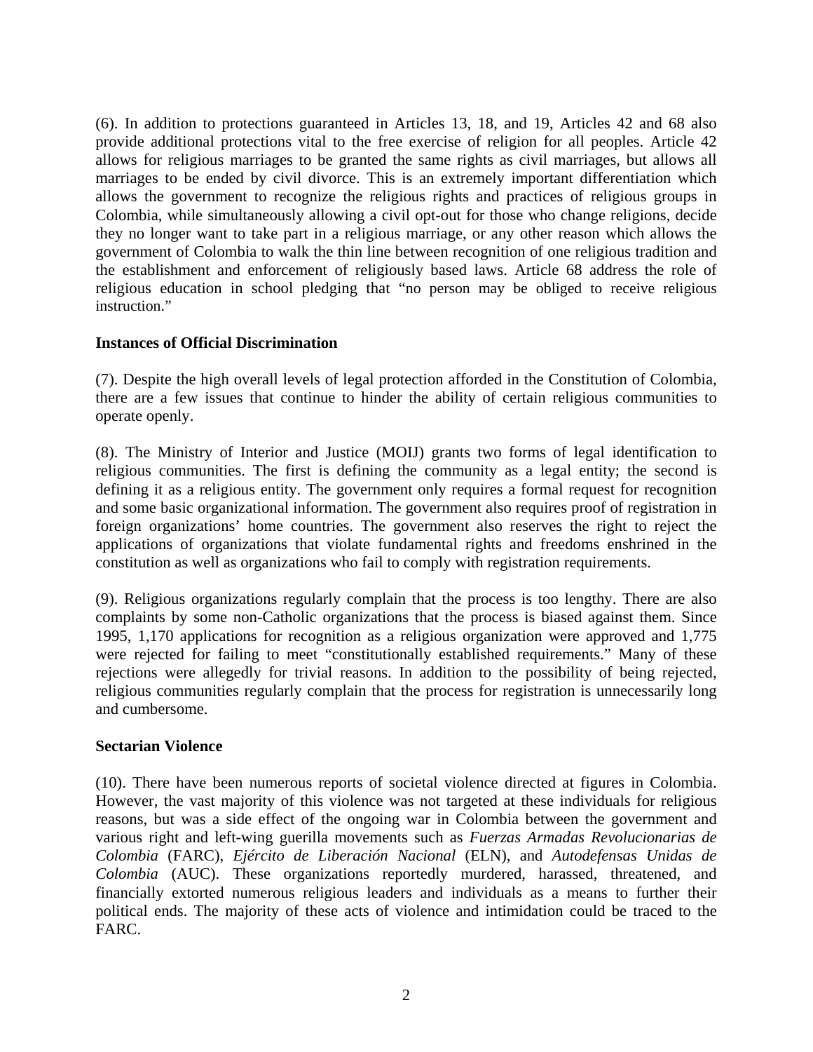(6). In addition to protections guaranteed in Articles 13, 18, and 19, Articles 42 and 68 also provide additional protections vital to the free exercise of religion for all peoples. Article 42 allows for religious marriages to be granted the same rights as civil marriages, but allows all marriages to be ended by civil divorce. This is an extremely important differentiation which allows the government to recognize the religious rights and practices of religious groups in Colombia, while simultaneously allowing a civil opt-out for those who change religions, decide they no longer want to take part in a religious marriage, or any other reason which allows the government of Colombia to walk the thin line between recognition of one religious tradition and the establishment and enforcement of religiously based laws. Article 68 address the role of religious education in school pledging that "no person may be obliged to receive religious instruction."

**Instances of Official Discrimination**

(7). Despite the high overall levels of legal protection afforded in the Constitution of Colombia, there are a few issues that continue to hinder the ability of certain religious communities to operate openly.

(8). The Ministry of Interior and Justice (MOIJ) grants two forms of legal identification to religious communities. The first is defining the community as a legal entity; the second is defining it as a religious entity. The government only requires a formal request for recognition and some basic organizational information. The government also requires proof of registration in foreign organizations' home countries. The government also reserves the right to reject the applications of organizations that violate fundamental rights and freedoms enshrined in the constitution as well as organizations who fail to comply with registration requirements.

(9). Religious organizations regularly complain that the process is too lengthy. There are also complaints by some non-Catholic organizations that the process is biased against them. Since 1995, 1,170 applications for recognition as a religious organization were approved and 1,775 were rejected for failing to meet "constitutionally established requirements." Many of these rejections were allegedly for trivial reasons. In addition to the possibility of being rejected, religious communities regularly complain that the process for registration is unnecessarily long and cumbersome.

**Sectarian Violence**

(10). There have been numerous reports of societal violence directed at figures in Colombia. However, the vast majority of this violence was not targeted at these individuals for religious reasons, but was a side effect of the ongoing war in Colombia between the government and various right and left-wing guerilla movements such as *Fuerzas Armadas Revolucionarias de Colombia* (FARC), *Ejército de Liberación Nacional* (ELN), and *Autodefensas Unidas de Colombia* (AUC). These organizations reportedly murdered, harassed, threatened, and financially extorted numerous religious leaders and individuals as a means to further their political ends. The majority of these acts of violence and intimidation could be traced to the FARC.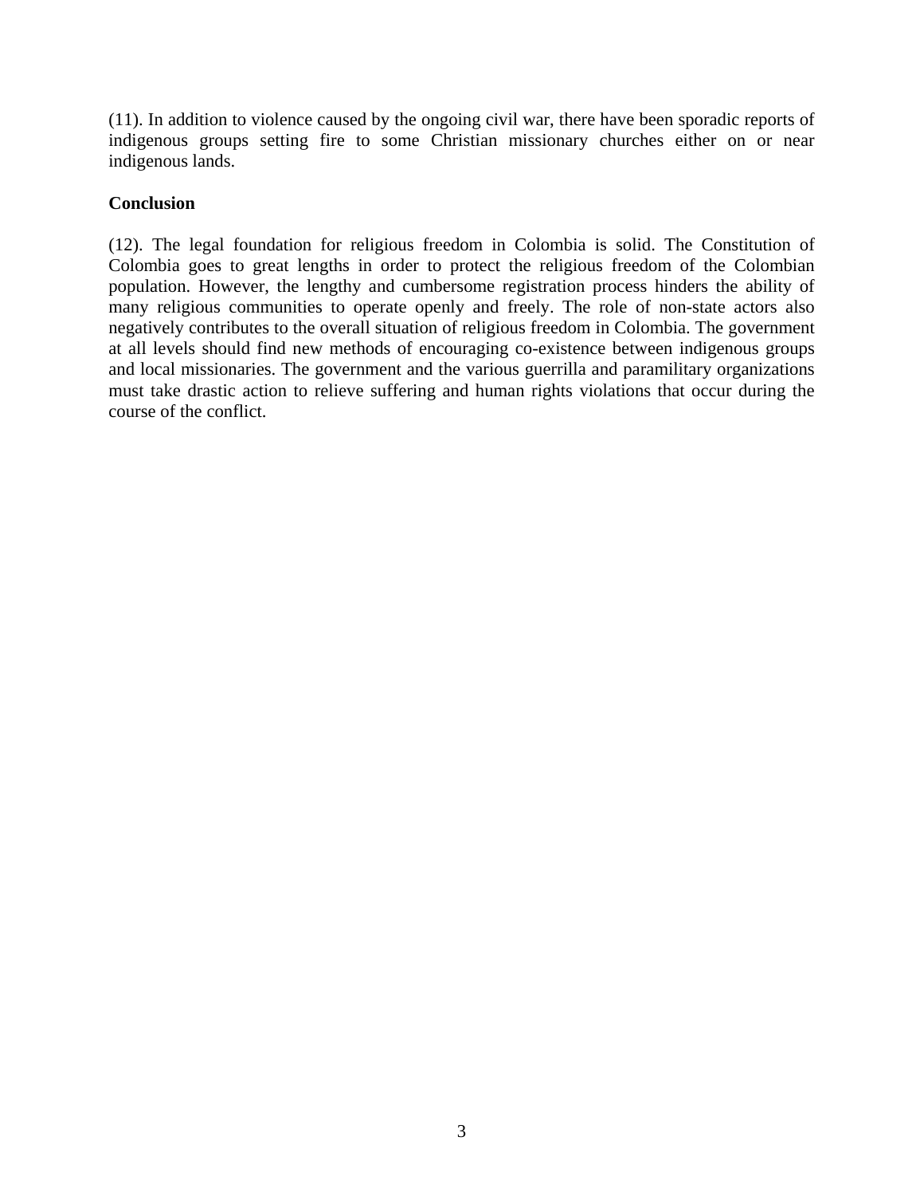(11). In addition to violence caused by the ongoing civil war, there have been sporadic reports of indigenous groups setting fire to some Christian missionary churches either on or near indigenous lands.

**Conclusion**

(12). The legal foundation for religious freedom in Colombia is solid. The Constitution of Colombia goes to great lengths in order to protect the religious freedom of the Colombian population. However, the lengthy and cumbersome registration process hinders the ability of many religious communities to operate openly and freely. The role of non-state actors also negatively contributes to the overall situation of religious freedom in Colombia. The government at all levels should find new methods of encouraging co-existence between indigenous groups and local missionaries. The government and the various guerrilla and paramilitary organizations must take drastic action to relieve suffering and human rights violations that occur during the course of the conflict.